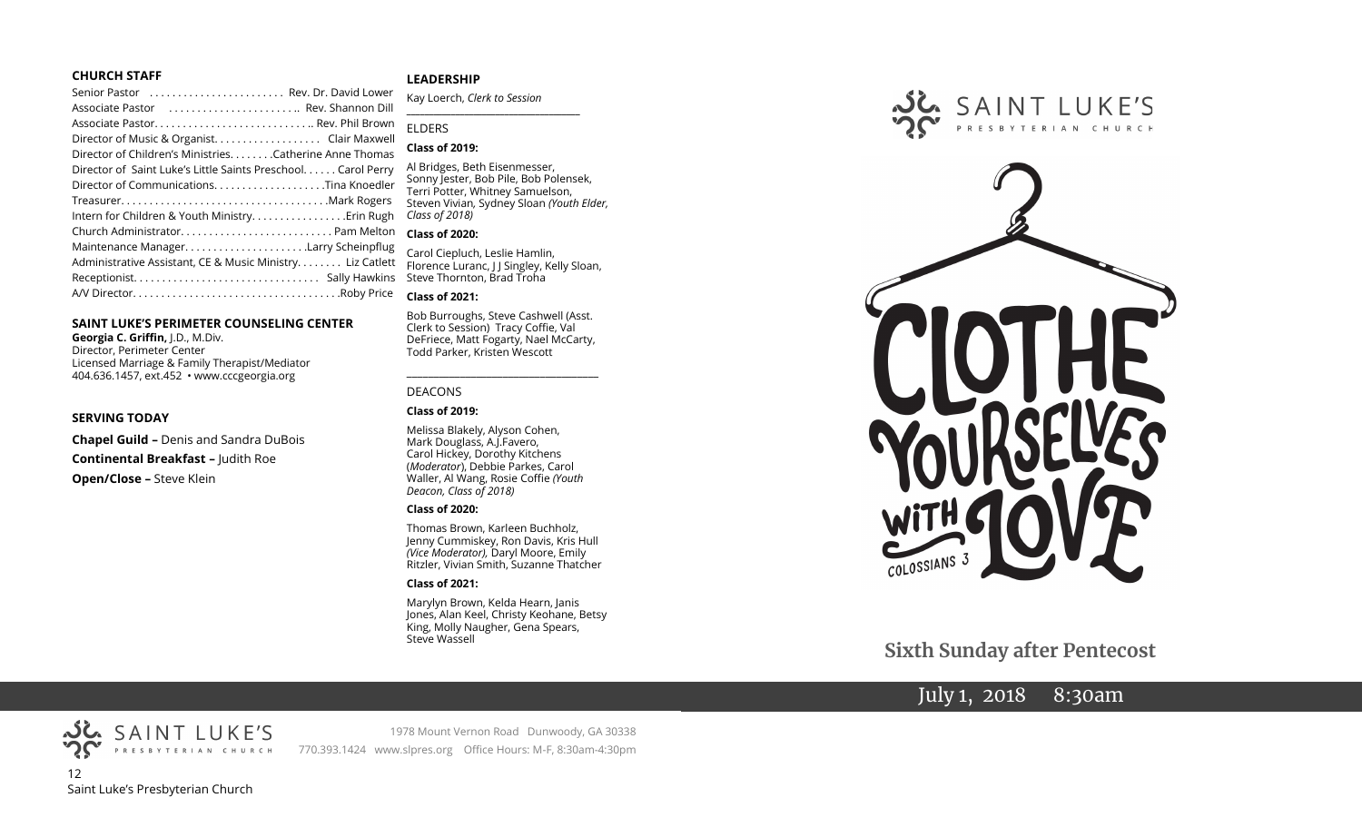#### **CHURCH STAFF**

| Senior Pastor  Rev. Dr. David Lower                           |
|---------------------------------------------------------------|
| Associate Pastor  Rev. Shannon Dill                           |
|                                                               |
| Director of Music & Organist. Clair Maxwell                   |
| Director of Children's MinistriesCatherine Anne Thomas        |
| Director of Saint Luke's Little Saints Preschool. Carol Perry |
| Director of CommunicationsTina Knoedler                       |
|                                                               |
|                                                               |
|                                                               |
| Maintenance ManagerLarry Scheinpflug                          |
| Administrative Assistant, CE & Music Ministry Liz Catlett     |
|                                                               |
|                                                               |
|                                                               |

#### **SAINT LUKE'S PERIMETER COUNSELING CENTER**

**Georgia C. Griffin,** J.D., M.Div. Director, Perimeter Center Licensed Marriage & Family Therapist/Mediator 404.636.1457, ext.452 • www.cccgeorgia.org

#### **SERVING TODAY**

**Chapel Guild –** Denis and Sandra DuBois **Continental Breakfast –** Judith Roe **Open/Close –** Steve Klein

### **LEADERSHIP**

Kay Loerch, *Clerk to Session*  **\_\_\_\_\_\_\_\_\_\_\_\_\_\_\_\_\_\_\_\_\_\_\_\_\_\_\_\_\_\_\_\_\_\_\_\_\_\_\_**

ELDERS

#### **Class of 2019:**

Al Bridges, Beth Eisenmesser, Sonny Jester, Bob Pile, Bob Polensek, Terri Potter, Whitney Samuelson, Steven Vivian*,* Sydney Sloan *(Youth Elder, Class of 2018)*

#### **Class of 2020:**

Carol Ciepluch, Leslie Hamlin, Florence Luranc, J J Singley, Kelly Sloan, Steve Thornton, Brad Troha

#### **Class of 2021:**

Bob Burroughs, Steve Cashwell (Asst. Clerk to Session) Tracy Coffie, Val DeFriece, Matt Fogarty, Nael McCarty, Todd Parker, Kristen Wescott

\_\_\_\_\_\_\_\_\_\_\_\_\_\_\_\_\_\_\_\_\_\_\_\_\_\_\_\_\_\_\_\_\_\_\_\_

#### DEACONS

#### **Class of 2019:**

Melissa Blakely, Alyson Cohen, Mark Douglass, A.J.Favero, Carol Hickey, Dorothy Kitchens (*Moderator*), Debbie Parkes, Carol Waller, Al Wang, Rosie Coffie *(Youth Deacon, Class of 2018)* 

#### **Class of 2020:**

Thomas Brown, Karleen Buchholz, Jenny Cummiskey, Ron Davis, Kris Hull *(Vice Moderator),* Daryl Moore, Emily Ritzler, Vivian Smith, Suzanne Thatcher

#### **Class of 2021:**

Marylyn Brown, Kelda Hearn, Janis Jones, Alan Keel, Christy Keohane, Betsy King, Molly Naugher, Gena Spears, Steve Wassell





**Sixth Sunday after Pentecost**

# July 1, 2018 8:30am



1978 Mount Vernon Road Dunwoody, GA 30338 770.393.1424 www.slpres.org Office Hours: M-F, 8:30am-4:30pm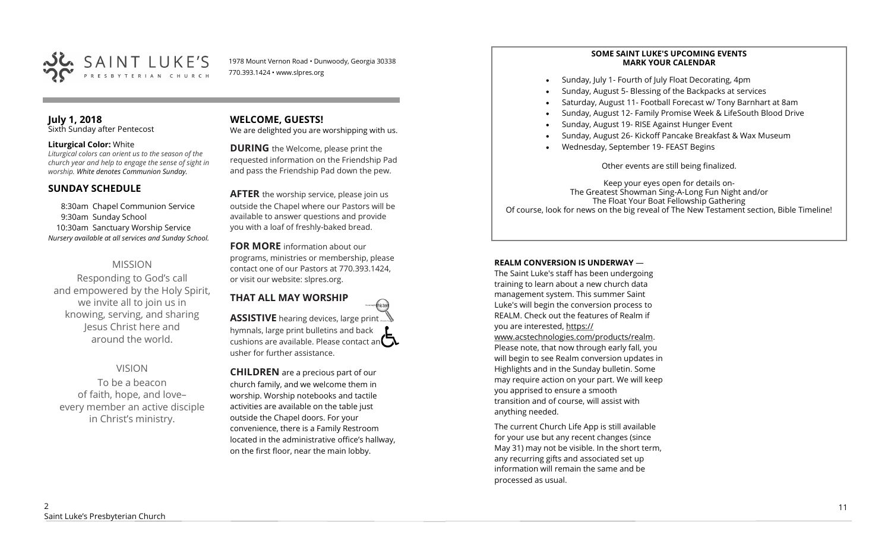

1978 Mount Vernon Road • Dunwoody, Georgia 30338 770.393.1424 • www.slpres.org

#### **July 1, 2018**  Sixth Sunday after Pentecost

#### **Liturgical Color:** White

*Liturgical colors can orient us to the season of the church year and help to engage the sense of sight in worship. White denotes Communion Sunday.*

# **SUNDAY SCHEDULE**

8:30am Chapel Communion Service 9:30am Sunday School 10:30am Sanctuary Worship Service *Nursery available at all services and Sunday School.* 

# MISSION

Responding to God's call and empowered by the Holy Spirit, we invite all to join us in knowing, serving, and sharing Jesus Christ here and around the world.

# VISION

To be a beacon of faith, hope, and love– every member an active disciple in Christ's ministry.

# **WELCOME, GUESTS!**

We are delighted you are worshipping with us.

**DURING** the Welcome, please print the requested information on the Friendship Pad and pass the Friendship Pad down the pew.

**AFTER** the worship service, please join us outside the Chapel where our Pastors will be available to answer questions and provide you with a loaf of freshly-baked bread.

**FOR MORE** information about our programs, ministries or membership, please contact one of our Pastors at 770.393.1424, or visit our website: slpres.org.

# **THAT ALL MAY WORSHIP**

**ASSISTIVE** hearing devices, large print hymnals, large print bulletins and back cushions are available. Please contact an  $\mathbf{\Omega}$ usher for further assistance.

thistex

**CHILDREN** are a precious part of our church family, and we welcome them in worship. Worship notebooks and tactile activities are available on the table just outside the Chapel doors. For your convenience, there is a Family Restroom located in the administrative office's hallway, on the first floor, near the main lobby.

#### **SOME SAINT LUKE'S UPCOMING EVENTS MARK YOUR CALENDAR**

- Sunday, July 1- Fourth of July Float Decorating, 4pm
- Sunday, August 5- Blessing of the Backpacks at services
- Saturday, August 11- Football Forecast w/ Tony Barnhart at 8am
- Sunday, August 12- Family Promise Week & LifeSouth Blood Drive
- Sunday, August 19- RISE Against Hunger Event
- Sunday, August 26- Kickoff Pancake Breakfast & Wax Museum
- Wednesday, September 19- FEAST Begins

Other events are still being finalized.

Keep your eyes open for details on-The Greatest Showman Sing-A-Long Fun Night and/or The Float Your Boat Fellowship Gathering Of course, look for news on the big reveal of The New Testament section, Bible Timeline!

#### **REALM CONVERSION IS UNDERWAY** —

The Saint Luke's staff has been undergoing training to learn about a new church data management system. This summer Saint Luke's will begin the conversion process to REALM. Check out the features of Realm if you are interested, https:// www.acstechnologies.com/products/realm. Please note, that now through early fall, you will begin to see Realm conversion updates in Highlights and in the Sunday bulletin. Some may require action on your part. We will keep you apprised to ensure a smooth transition and of course, will assist with anything needed.

The current Church Life App is still available for your use but any recent changes (since May 31) may not be visible. In the short term, any recurring gifts and associated set up information will remain the same and be processed as usual.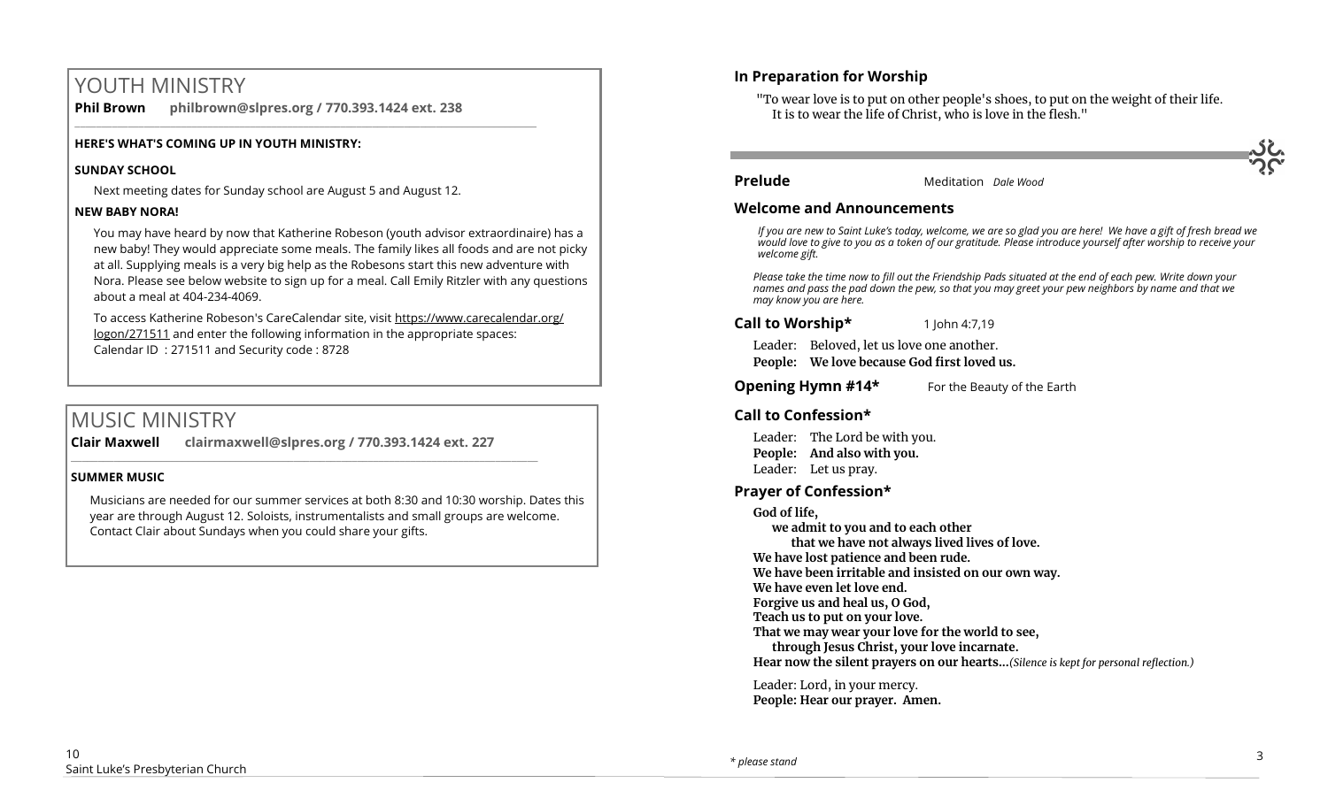# YOUTH MINISTRY

**Phil Brown philbrown@slpres.org / 770.393.1424 ext. 238**  \_\_\_\_\_\_\_\_\_\_\_\_\_\_\_\_\_\_\_\_\_\_\_\_\_\_\_\_\_\_\_\_\_\_\_\_\_\_\_\_\_\_\_\_\_\_\_\_\_\_\_\_\_\_\_\_\_\_\_\_\_\_\_\_\_\_\_\_\_\_\_\_\_\_\_\_\_\_\_\_\_\_\_\_\_\_\_

# **HERE'S WHAT'S COMING UP IN YOUTH MINISTRY:**

# **SUNDAY SCHOOL**

Next meeting dates for Sunday school are August 5 and August 12.

# **NEW BABY NORA!**

You may have heard by now that Katherine Robeson (youth advisor extraordinaire) has a new baby! They would appreciate some meals. The family likes all foods and are not picky at all. Supplying meals is a very big help as the Robesons start this new adventure with Nora. Please see below website to sign up for a meal. Call Emily Ritzler with any questions about a meal at 404-234-4069.

To access Katherine Robeson's CareCalendar site, visit [https://www.carecalendar.org/](https://www.carecalendar.org/logon/271511) [logon/271511](https://www.carecalendar.org/logon/271511) and enter the following information in the appropriate spaces: Calendar ID : 271511 and Security code : 8728

# MUSIC MINISTRY

**Clair Maxwell clairmaxwell@slpres.org / 770.393.1424 ext. 227** 

 $\_$  ,  $\_$  ,  $\_$  ,  $\_$  ,  $\_$  ,  $\_$  ,  $\_$  ,  $\_$  ,  $\_$  ,  $\_$  ,  $\_$  ,  $\_$  ,  $\_$  ,  $\_$  ,  $\_$  ,  $\_$  ,  $\_$  ,  $\_$  ,  $\_$ 

# **SUMMER MUSIC**

Musicians are needed for our summer services at both 8:30 and 10:30 worship. Dates this year are through August 12. Soloists, instrumentalists and small groups are welcome. Contact Clair about Sundays when you could share your gifts.

# **In Preparation for Worship**

"To wear love is to put on other people's shoes, to put on the weight of their life. It is to wear the life of Christ, who is love in the flesh."



**Prelude** Meditation *Dale Wood* 

# **Welcome and Announcements**

*If you are new to Saint Luke's today, welcome, we are so glad you are here! We have a gift of fresh bread we would love to give to you as a token of our gratitude. Please introduce yourself after worship to receive your welcome gift.*

*Please take the time now to fill out the Friendship Pads situated at the end of each pew. Write down your names and pass the pad down the pew, so that you may greet your pew neighbors by name and that we may know you are here.*

# **Call to Worship\*** 1 John 4:7,19

Leader: Beloved, let us love one another. **People: We love because God first loved us.**

**Opening Hymn #14\*** For the Beauty of the Earth

# **Call to Confession\***

Leader: The Lord be with you. **People: And also with you.** Leader: Let us pray.

# **Prayer of Confession\***

**God of life,**

**we admit to you and to each other**

**that we have not always lived lives of love.**

**We have lost patience and been rude.**

**We have been irritable and insisted on our own way.**

**We have even let love end.**

**Forgive us and heal us, O God,** 

**Teach us to put on your love.**

**That we may wear your love for the world to see,** 

**through Jesus Christ, your love incarnate.**

**Hear now the silent prayers on our hearts...***(Silence is kept for personal reflection.)*

Leader: Lord, in your mercy. **People: Hear our prayer. Amen.**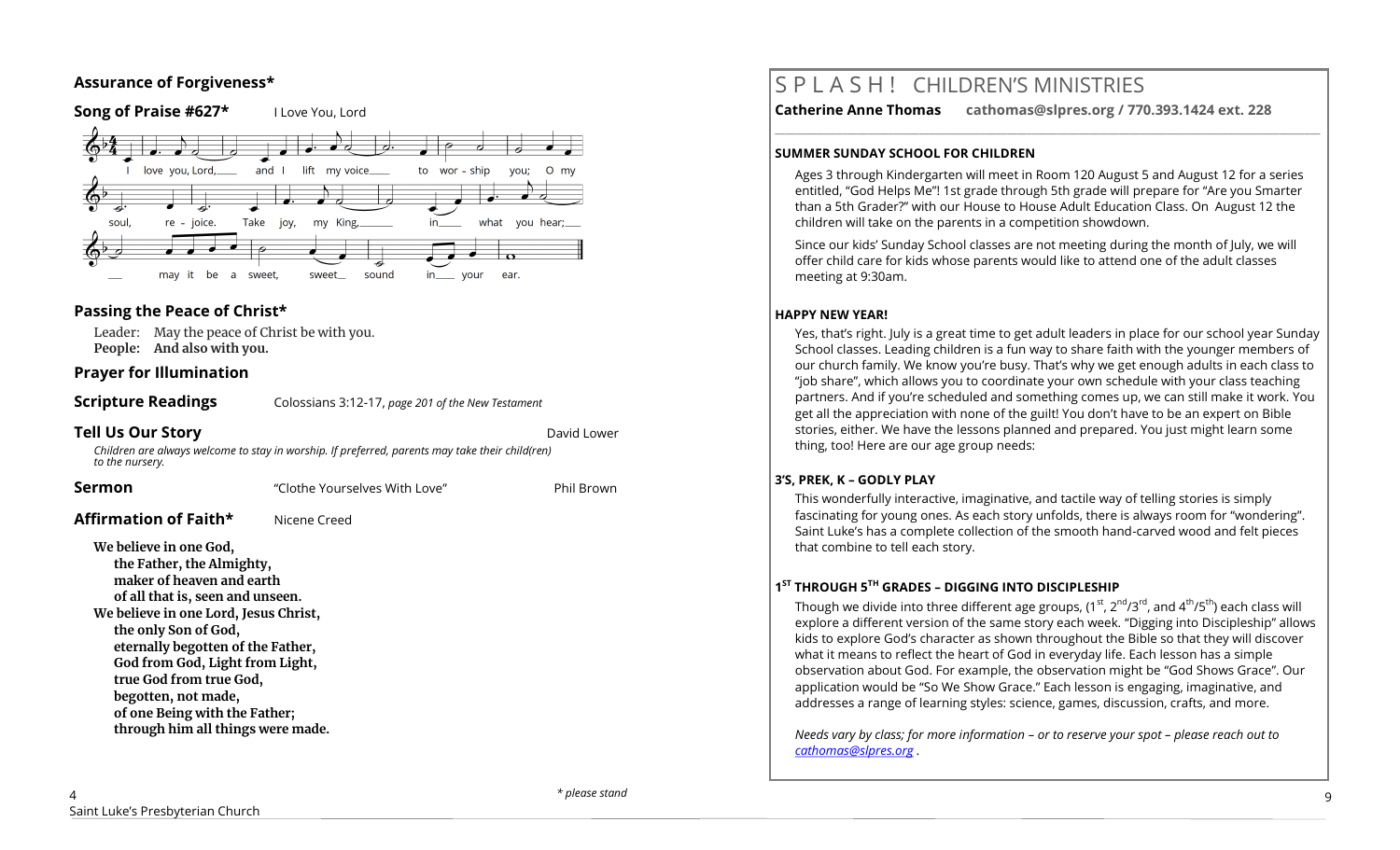# **Assurance of Forgiveness\***



# **Passing the Peace of Christ\***

Leader: May the peace of Christ be with you. **People: And also with you.** 

# **Prayer for Illumination**

**Scripture Readings** Colossians 3:12-17, *page 201 of the New Testament* 

## **Tell Us Our Story Community Community Community Community Community Community Community Community Community Community Community Community Community Community Community Community Community Community Community Community Com**

*Children are always welcome to stay in worship. If preferred, parents may take their child(ren) to the nursery.*

| Sermon                                                                                                                                                                                                                                                                                                                                                                                | "Clothe Yourselves With Love" | Phil Brown |
|---------------------------------------------------------------------------------------------------------------------------------------------------------------------------------------------------------------------------------------------------------------------------------------------------------------------------------------------------------------------------------------|-------------------------------|------------|
| Affirmation of Faith*                                                                                                                                                                                                                                                                                                                                                                 | Nicene Creed                  |            |
| We believe in one God,<br>the Father, the Almighty,<br>maker of heaven and earth<br>of all that is, seen and unseen.<br>We believe in one Lord, Jesus Christ,<br>the only Son of God,<br>eternally begotten of the Father,<br>God from God, Light from Light,<br>true God from true God,<br>begotten, not made,<br>of one Being with the Father;<br>through him all things were made. |                               |            |

# S P L A S H ! CHILDREN'S MINISTRIES

**Catherine Anne Thomas cathomas@slpres.org / 770.393.1424 ext. 228** 

#### **SUMMER SUNDAY SCHOOL FOR CHILDREN**

Ages 3 through Kindergarten will meet in Room 120 August 5 and August 12 for a series entitled, "God Helps Me"! 1st grade through 5th grade will prepare for "Are you Smarter than a 5th Grader?" with our House to House Adult Education Class. On August 12 the children will take on the parents in a competition showdown.

**\_\_\_\_\_\_\_\_\_\_\_\_\_\_\_\_\_\_\_\_\_\_\_\_\_\_\_\_\_\_\_\_\_\_\_\_\_\_\_\_\_\_\_\_\_\_\_\_\_\_\_\_\_\_\_\_\_\_\_\_\_\_\_\_\_\_\_\_\_\_\_\_\_\_\_\_\_\_\_\_\_\_\_\_\_\_\_\_\_\_\_\_\_\_\_\_\_\_\_\_\_\_\_\_\_\_** 

Since our kids' Sunday School classes are not meeting during the month of July, we will offer child care for kids whose parents would like to attend one of the adult classes meeting at 9:30am.

# **HAPPY NEW YEAR!**

Yes, that's right. July is a great time to get adult leaders in place for our school year Sunday School classes. Leading children is a fun way to share faith with the younger members of our church family. We know you're busy. That's why we get enough adults in each class to "job share", which allows you to coordinate your own schedule with your class teaching partners. And if you're scheduled and something comes up, we can still make it work. You get all the appreciation with none of the guilt! You don't have to be an expert on Bible stories, either. We have the lessons planned and prepared. You just might learn some thing, too! Here are our age group needs:

## **3'S, PREK, K – GODLY PLAY**

This wonderfully interactive, imaginative, and tactile way of telling stories is simply fascinating for young ones. As each story unfolds, there is always room for "wondering". Saint Luke's has a complete collection of the smooth hand-carved wood and felt pieces that combine to tell each story.

# **1 ST THROUGH 5TH GRADES – DIGGING INTO DISCIPLESHIP**

Though we divide into three different age groups,  $(1^{st}, 2^{nd}/3^{rd})$ , and  $4^{th}/5^{th}$ ) each class will explore a different version of the same story each week. "Digging into Discipleship" allows kids to explore God's character as shown throughout the Bible so that they will discover what it means to reflect the heart of God in everyday life. Each lesson has a simple observation about God. For example, the observation might be "God Shows Grace". Our application would be "So We Show Grace." Each lesson is engaging, imaginative, and addresses a range of learning styles: science, games, discussion, crafts, and more.

*Needs vary by class; for more information – or to reserve your spot – please reach out to [cathomas@slpres.org](mailto:cathomas@slpres.org) .*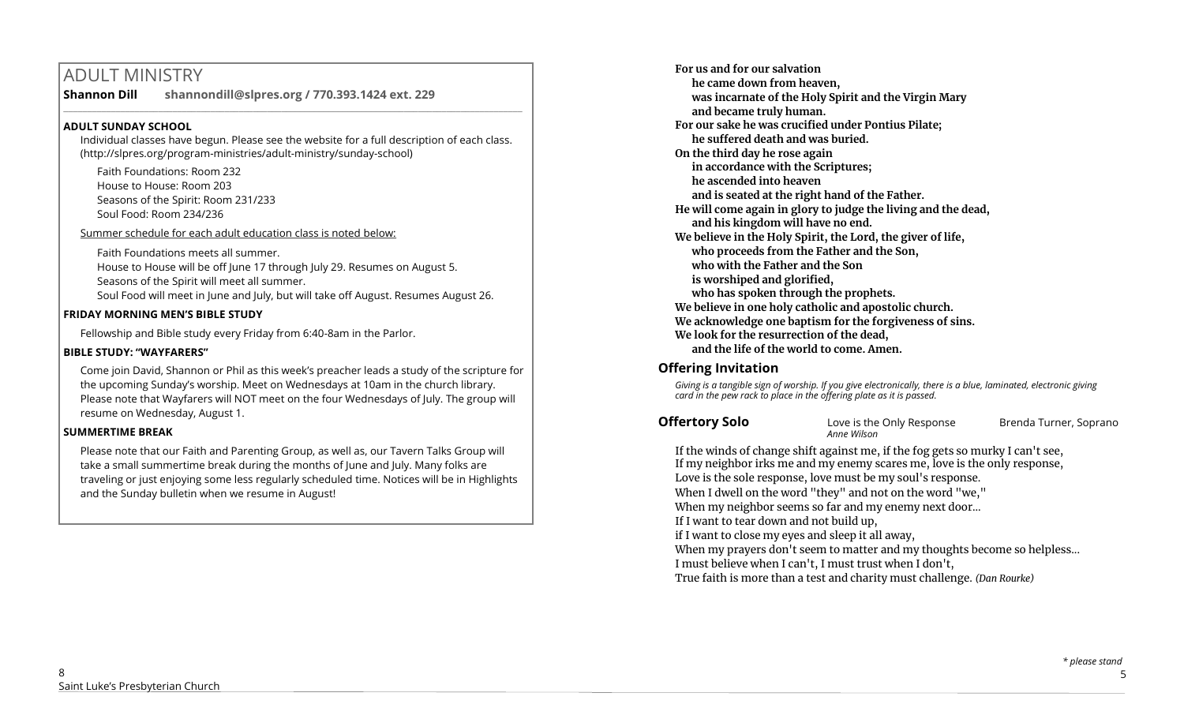# ADULT MINISTRY

**Shannon Dill shannondill@slpres.org / 770.393.1424 ext. 229**   $\_$  ,  $\_$  ,  $\_$  ,  $\_$  ,  $\_$  ,  $\_$  ,  $\_$  ,  $\_$  ,  $\_$  ,  $\_$  ,  $\_$  ,  $\_$  ,  $\_$  ,  $\_$  ,  $\_$  ,  $\_$  ,  $\_$  ,  $\_$  ,  $\_$ 

# **ADULT SUNDAY SCHOOL**

Individual classes have begun. Please see the website for a full description of each class. (http://slpres.org/program-ministries/adult-ministry/sunday-school)

Faith Foundations: Room 232 House to House: Room 203 Seasons of the Spirit: Room 231/233 Soul Food: Room 234/236

## Summer schedule for each adult education class is noted below:

Faith Foundations meets all summer.

House to House will be off June 17 through July 29. Resumes on August 5. Seasons of the Spirit will meet all summer.

Soul Food will meet in June and July, but will take off August. Resumes August 26.

# **FRIDAY MORNING MEN'S BIBLE STUDY**

Fellowship and Bible study every Friday from 6:40-8am in the Parlor.

# **BIBLE STUDY: "WAYFARERS"**

Come join David, Shannon or Phil as this week's preacher leads a study of the scripture for the upcoming Sunday's worship. Meet on Wednesdays at 10am in the church library. Please note that Wayfarers will NOT meet on the four Wednesdays of July. The group will resume on Wednesday, August 1.

# **SUMMERTIME BREAK**

Please note that our Faith and Parenting Group, as well as, our Tavern Talks Group will take a small summertime break during the months of June and July. Many folks are traveling or just enjoying some less regularly scheduled time. Notices will be in Highlights and the Sunday bulletin when we resume in August!

**For us and for our salvation he came down from heaven, was incarnate of the Holy Spirit and the Virgin Mary and became truly human. For our sake he was crucified under Pontius Pilate; he suffered death and was buried. On the third day he rose again in accordance with the Scriptures; he ascended into heaven and is seated at the right hand of the Father. He will come again in glory to judge the living and the dead, and his kingdom will have no end. We believe in the Holy Spirit, the Lord, the giver of life, who proceeds from the Father and the Son, who with the Father and the Son is worshiped and glorified, who has spoken through the prophets. We believe in one holy catholic and apostolic church. We acknowledge one baptism for the forgiveness of sins. We look for the resurrection of the dead, and the life of the world to come. Amen.**

# **Offering Invitation**

*Giving is a tangible sign of worship. If you give electronically, there is a blue, laminated, electronic giving card in the pew rack to place in the offering plate as it is passed.*

*Anne Wilson* 

**Offertory Solo** Love is the Only Response Brenda Turner, Soprano

If the winds of change shift against me, if the fog gets so murky I can't see, If my neighbor irks me and my enemy scares me, love is the only response, Love is the sole response, love must be my soul's response. When I dwell on the word "they" and not on the word "we," When my neighbor seems so far and my enemy next door... If I want to tear down and not build up, if I want to close my eyes and sleep it all away, When my prayers don't seem to matter and my thoughts become so helpless... I must believe when I can't, I must trust when I don't, True faith is more than a test and charity must challenge. *(Dan Rourke)*